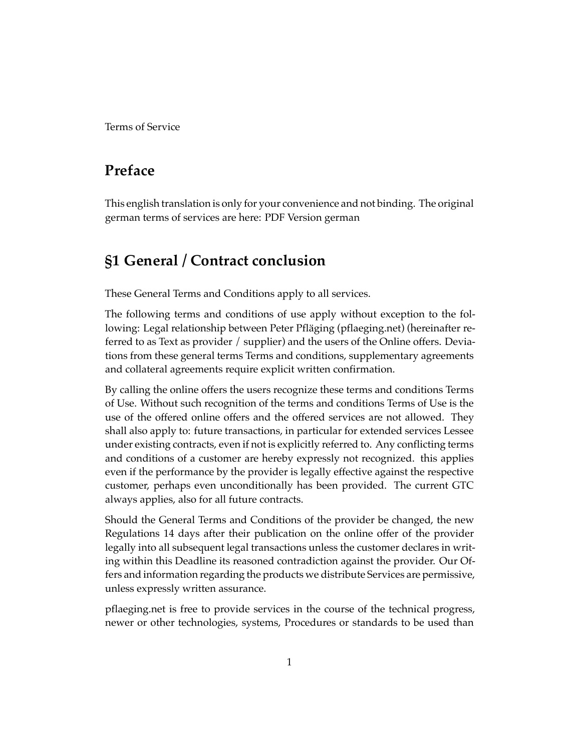Terms of Service

## Preface

This english translation is only for your convenience and not binding. The original german terms of services are here: PDF Version german

## §1 General / Contract conclusion

These General Terms and Conditions apply to all services.

The following terms and conditions of use apply without exception to the following: Legal relationship between Peter Pfläging (pflaeging.net) (hereinafter referred to as Text as provider / supplier) and the users of the Online offers. Deviations from these general terms Terms and conditions, supplementary agreements and collateral agreements require explicit written confirmation.

By calling the online offers the users recognize these terms and conditions Terms of Use. Without such recognition of the terms and conditions Terms of Use is the use of the offered online offers and the offered services are not allowed. They shall also apply to: future transactions, in particular for extended services Lessee under existing contracts, even if not is explicitly referred to. Any conflicting terms and conditions of a customer are hereby expressly not recognized. this applies even if the performance by the provider is legally effective against the respective customer, perhaps even unconditionally has been provided. The current GTC always applies, also for all future contracts.

Should the General Terms and Conditions of the provider be changed, the new Regulations 14 days after their publication on the online offer of the provider legally into all subsequent legal transactions unless the customer declares in writing within this Deadline its reasoned contradiction against the provider. Our Offers and information regarding the products we distribute Services are permissive, unless expressly written assurance.

pflaeging.net is free to provide services in the course of the technical progress, newer or other technologies, systems, Procedures or standards to be used than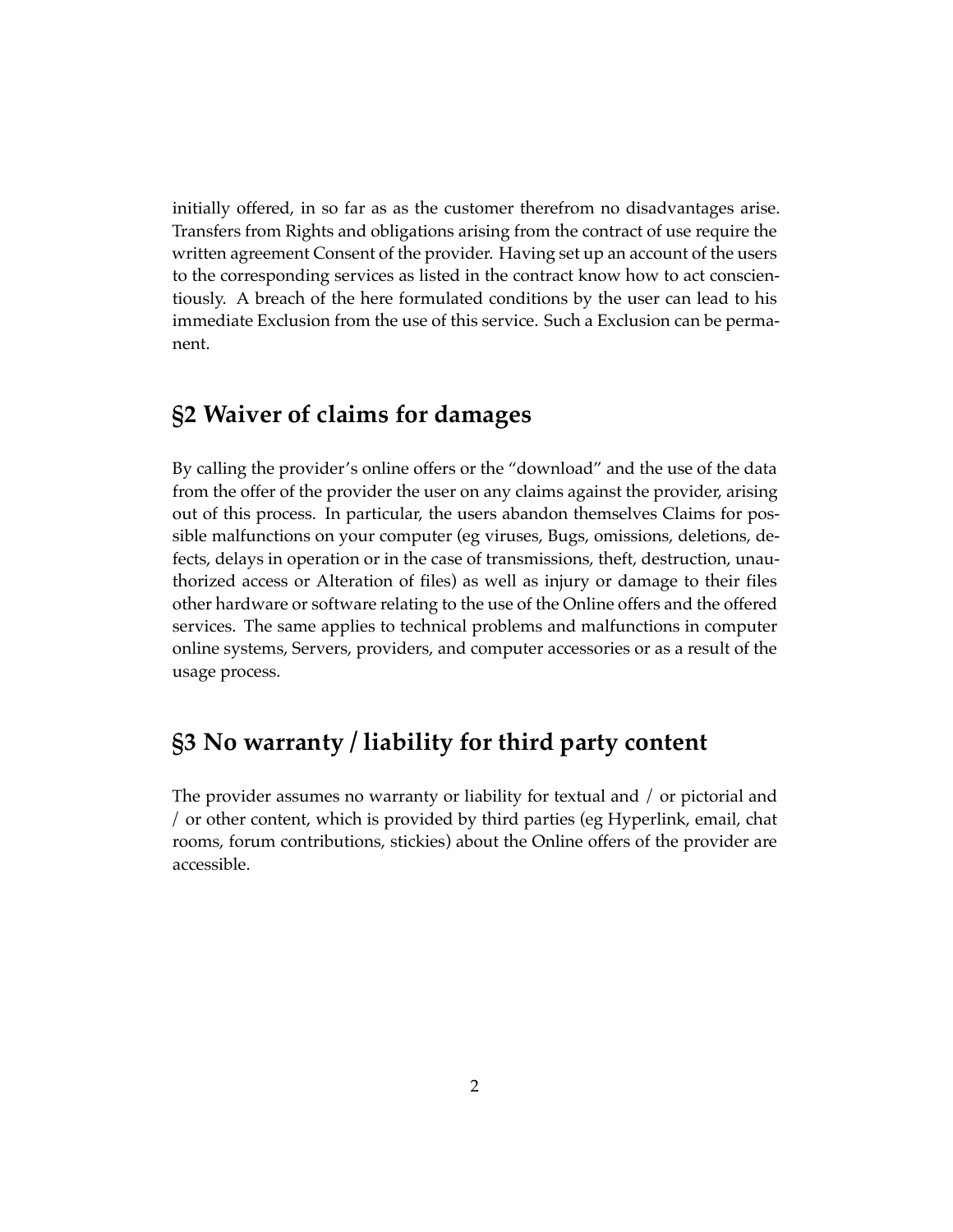initially offered, in so far as as the customer therefrom no disadvantages arise. Transfers from Rights and obligations arising from the contract of use require the written agreement Consent of the provider. Having set up an account of the users to the corresponding services as listed in the contract know how to act conscientiously. A breach of the here formulated conditions by the user can lead to his immediate Exclusion from the use of this service. Such a Exclusion can be permanent.

## §2 Waiver of claims for damages

By calling the provider's online offers or the "download" and the use of the data from the offer of the provider the user on any claims against the provider, arising out of this process. In particular, the users abandon themselves Claims for possible malfunctions on your computer (eg viruses, Bugs, omissions, deletions, defects, delays in operation or in the case of transmissions, theft, destruction, unauthorized access or Alteration of files) as well as injury or damage to their files other hardware or software relating to the use of the Online offers and the offered services. The same applies to technical problems and malfunctions in computer online systems, Servers, providers, and computer accessories or as a result of the usage process.

## §3 No warranty / liability for third party content

The provider assumes no warranty or liability for textual and / or pictorial and / or other content, which is provided by third parties (eg Hyperlink, email, chat rooms, forum contributions, stickies) about the Online offers of the provider are accessible.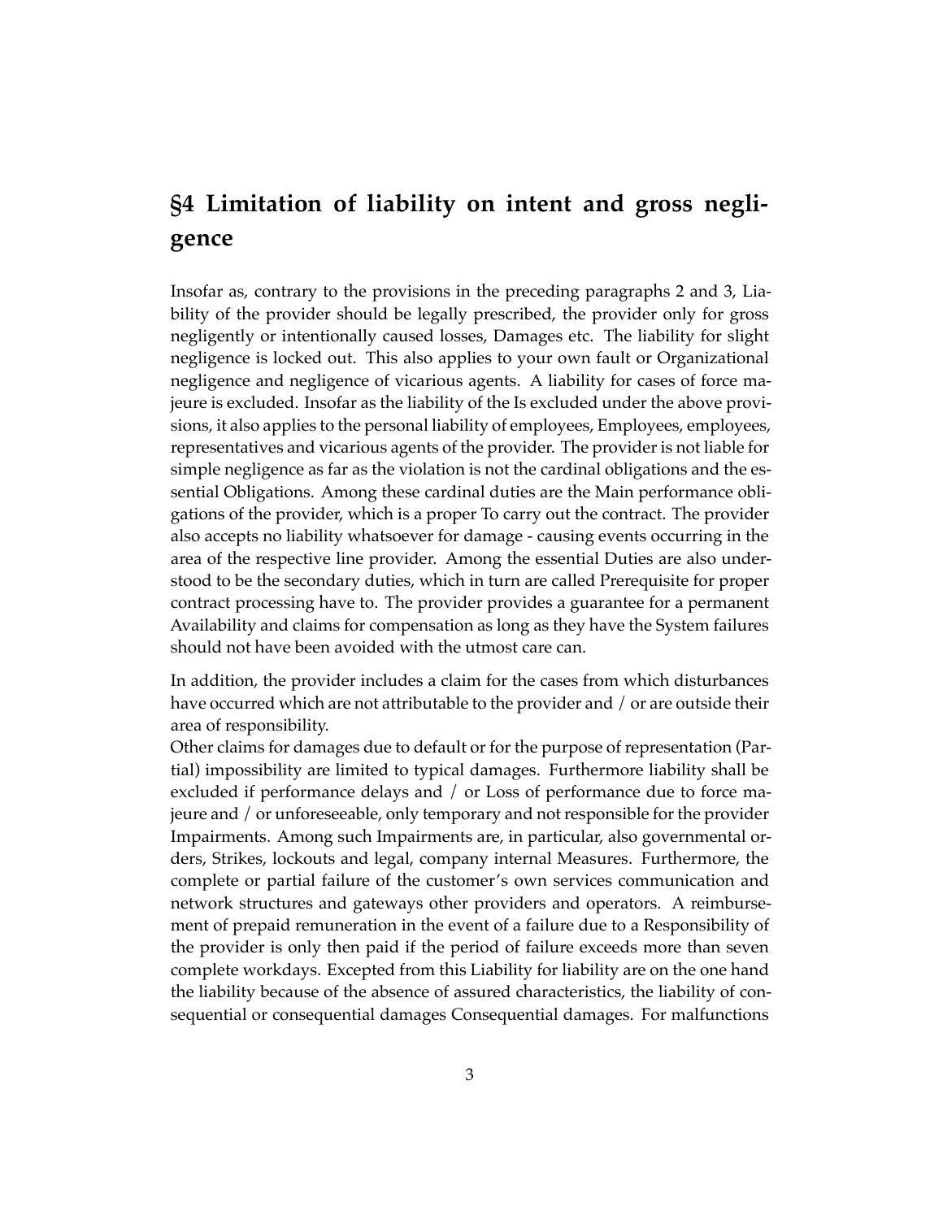## §4 Limitation of liability on intent and gross negligence

Insofar as, contrary to the provisions in the preceding paragraphs 2 and 3, Liability of the provider should be legally prescribed, the provider only for gross negligently or intentionally caused losses, Damages etc. The liability for slight negligence is locked out. This also applies to your own fault or Organizational negligence and negligence of vicarious agents. A liability for cases of force majeure is excluded. Insofar as the liability of the Is excluded under the above provisions, it also applies to the personal liability of employees, Employees, employees, representatives and vicarious agents of the provider. The provider is not liable for simple negligence as far as the violation is not the cardinal obligations and the essential Obligations. Among these cardinal duties are the Main performance obligations of the provider, which is a proper To carry out the contract. The provider also accepts no liability whatsoever for damage - causing events occurring in the area of the respective line provider. Among the essential Duties are also understood to be the secondary duties, which in turn are called Prerequisite for proper contract processing have to. The provider provides a guarantee for a permanent Availability and claims for compensation as long as they have the System failures should not have been avoided with the utmost care can.

In addition, the provider includes a claim for the cases from which disturbances have occurred which are not attributable to the provider and / or are outside their area of responsibility.
Other claims for damages due to default or for the purpose of representation (Partial) impossibility are limited to typical damages. Furthermore liability shall be excluded if performance delays and / or Loss of performance due to force majeure and / or unforeseeable, only temporary and not responsible for the provider Impairments. Among such Impairments are, in particular, also governmental orders, Strikes, lockouts and legal, company internal Measures. Furthermore, the complete or partial failure of the customer's own services communication and network structures and gateways other providers and operators. A reimbursement of prepaid remuneration in the event of a failure due to a Responsibility of the provider is only then paid if the period of failure exceeds more than seven complete workdays. Excepted from this Liability for liability are on the one hand the liability because of the absence of assured characteristics, the liability of consequential or consequential damages Consequential damages. For malfunctions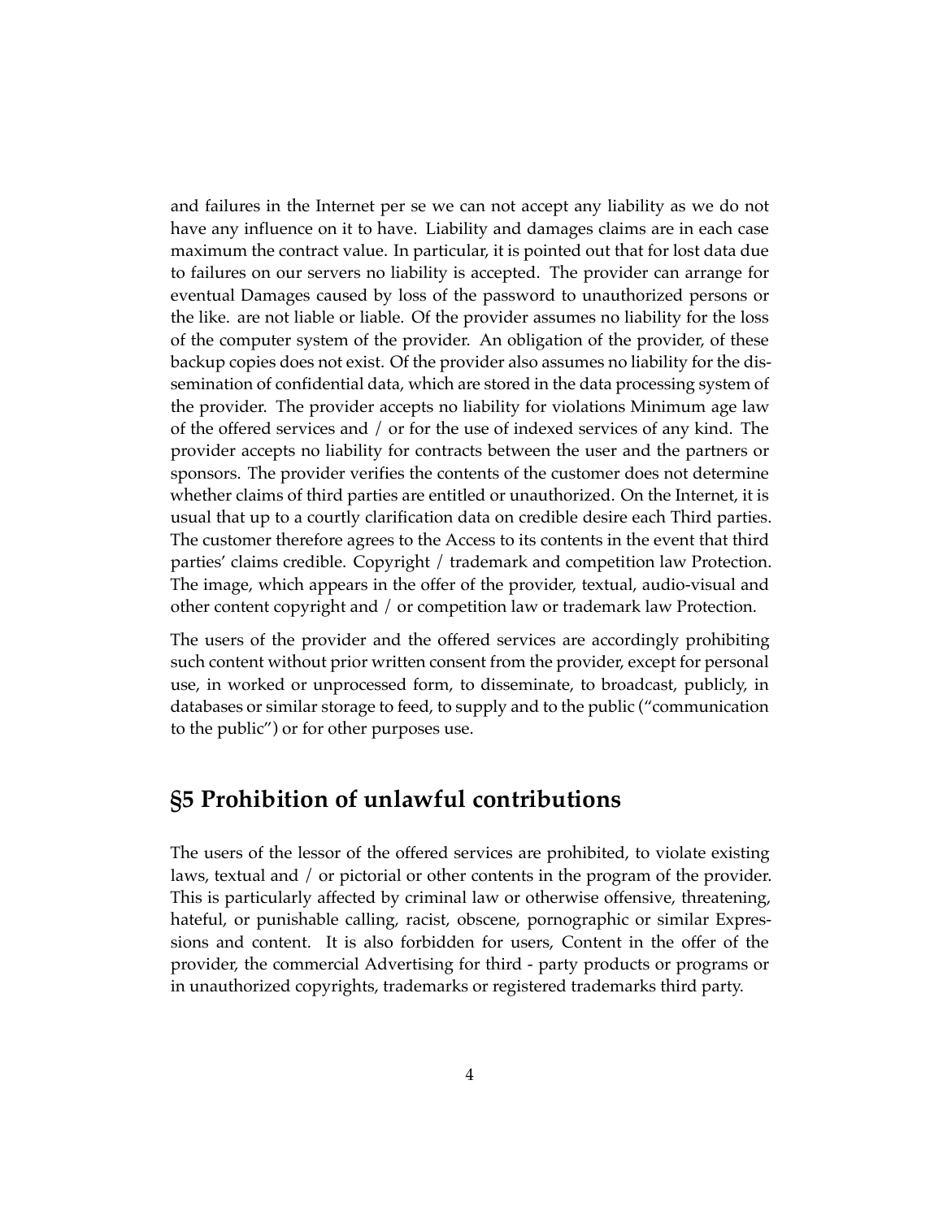and failures in the Internet per se we can not accept any liability as we do not have any influence on it to have. Liability and damages claims are in each case maximum the contract value. In particular, it is pointed out that for lost data due to failures on our servers no liability is accepted. The provider can arrange for eventual Damages caused by loss of the password to unauthorized persons or the like. are not liable or liable. Of the provider assumes no liability for the loss of the computer system of the provider. An obligation of the provider, of these backup copies does not exist. Of the provider also assumes no liability for the dissemination of confidential data, which are stored in the data processing system of the provider. The provider accepts no liability for violations Minimum age law of the offered services and / or for the use of indexed services of any kind. The provider accepts no liability for contracts between the user and the partners or sponsors. The provider verifies the contents of the customer does not determine whether claims of third parties are entitled or unauthorized. On the Internet, it is usual that up to a courtly clarification data on credible desire each Third parties. The customer therefore agrees to the Access to its contents in the event that third parties' claims credible. Copyright / trademark and competition law Protection. The image, which appears in the offer of the provider, textual, audio-visual and other content copyright and / or competition law or trademark law Protection.

The users of the provider and the offered services are accordingly prohibiting such content without prior written consent from the provider, except for personal use, in worked or unprocessed form, to disseminate, to broadcast, publicly, in databases or similar storage to feed, to supply and to the public ("communication to the public") or for other purposes use.

## §5 Prohibition of unlawful contributions

The users of the lessor of the offered services are prohibited, to violate existing laws, textual and / or pictorial or other contents in the program of the provider. This is particularly affected by criminal law or otherwise offensive, threatening, hateful, or punishable calling, racist, obscene, pornographic or similar Expressions and content. It is also forbidden for users, Content in the offer of the provider, the commercial Advertising for third - party products or programs or in unauthorized copyrights, trademarks or registered trademarks third party.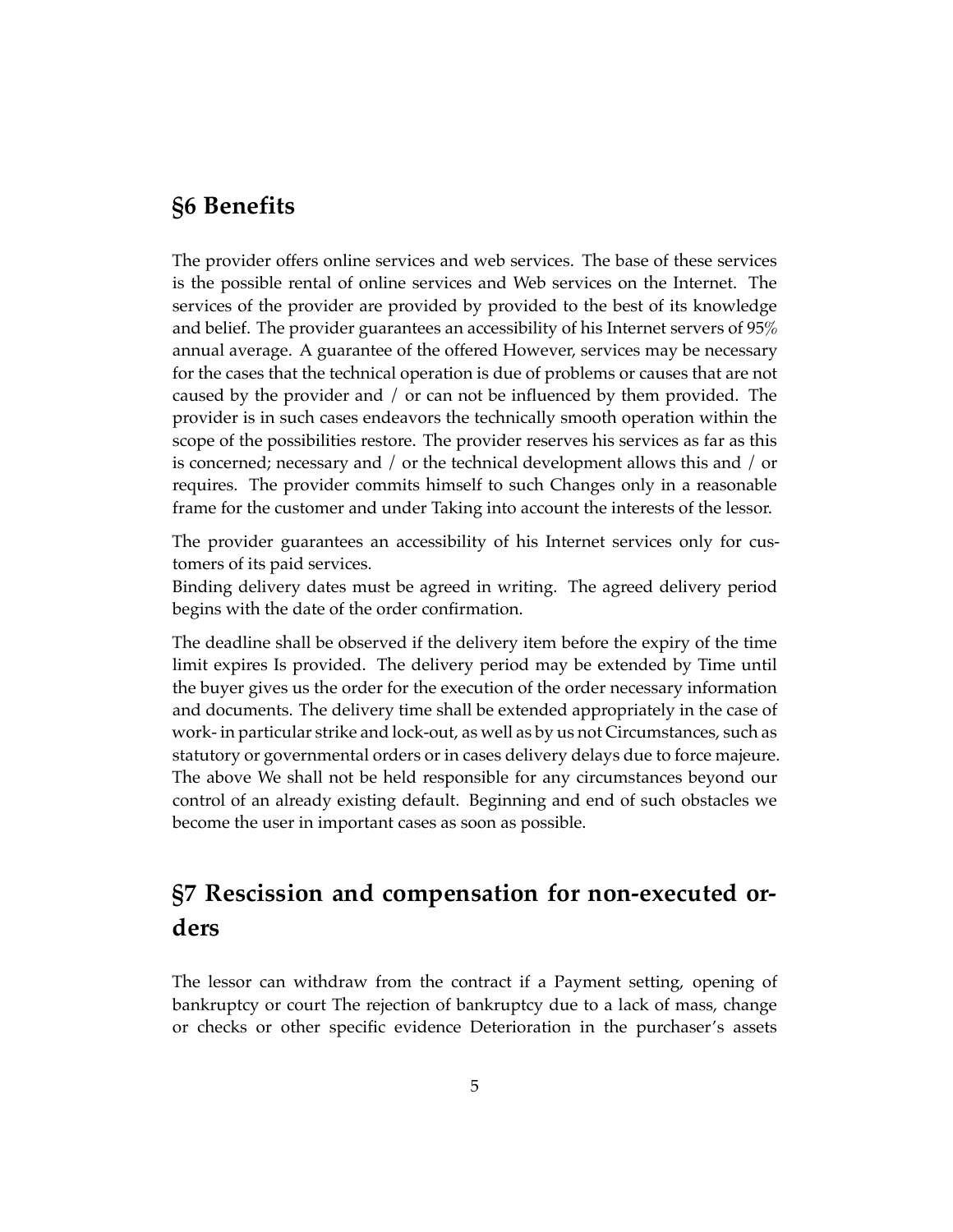## §6 Benefits

The provider offers online services and web services. The base of these services is the possible rental of online services and Web services on the Internet. The services of the provider are provided by provided to the best of its knowledge and belief. The provider guarantees an accessibility of his Internet servers of 95% annual average. A guarantee of the offered However, services may be necessary for the cases that the technical operation is due of problems or causes that are not caused by the provider and / or can not be influenced by them provided. The provider is in such cases endeavors the technically smooth operation within the scope of the possibilities restore. The provider reserves his services as far as this is concerned; necessary and / or the technical development allows this and / or requires. The provider commits himself to such Changes only in a reasonable frame for the customer and under Taking into account the interests of the lessor.

The provider guarantees an accessibility of his Internet services only for customers of its paid services.
Binding delivery dates must be agreed in writing. The agreed delivery period begins with the date of the order confirmation.

The deadline shall be observed if the delivery item before the expiry of the time limit expires Is provided. The delivery period may be extended by Time until the buyer gives us the order for the execution of the order necessary information and documents. The delivery time shall be extended appropriately in the case of work- in particular strike and lock-out, as well as by us not Circumstances, such as statutory or governmental orders or in cases delivery delays due to force majeure. The above We shall not be held responsible for any circumstances beyond our control of an already existing default. Beginning and end of such obstacles we become the user in important cases as soon as possible.

## §7 Rescission and compensation for non-executed orders

The lessor can withdraw from the contract if a Payment setting, opening of bankruptcy or court The rejection of bankruptcy due to a lack of mass, change or checks or other specific evidence Deterioration in the purchaser's assets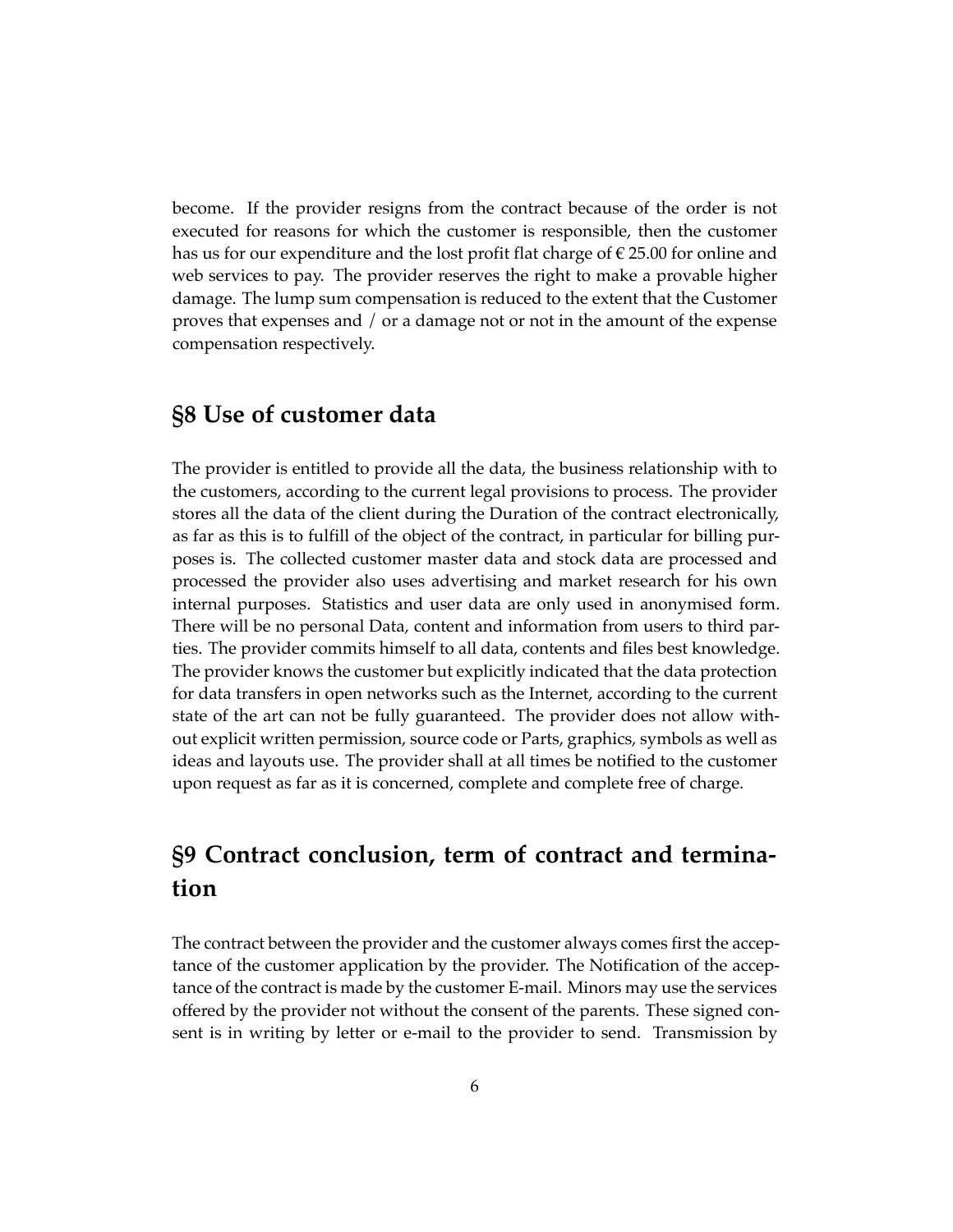become. If the provider resigns from the contract because of the order is not executed for reasons for which the customer is responsible, then the customer has us for our expenditure and the lost profit flat charge of € 25.00 for online and web services to pay. The provider reserves the right to make a provable higher damage. The lump sum compensation is reduced to the extent that the Customer proves that expenses and / or a damage not or not in the amount of the expense compensation respectively.

## §8 Use of customer data

The provider is entitled to provide all the data, the business relationship with to the customers, according to the current legal provisions to process. The provider stores all the data of the client during the Duration of the contract electronically, as far as this is to fulfill of the object of the contract, in particular for billing purposes is. The collected customer master data and stock data are processed and processed the provider also uses advertising and market research for his own internal purposes. Statistics and user data are only used in anonymised form. There will be no personal Data, content and information from users to third parties. The provider commits himself to all data, contents and files best knowledge. The provider knows the customer but explicitly indicated that the data protection for data transfers in open networks such as the Internet, according to the current state of the art can not be fully guaranteed. The provider does not allow without explicit written permission, source code or Parts, graphics, symbols as well as ideas and layouts use. The provider shall at all times be notified to the customer upon request as far as it is concerned, complete and complete free of charge.

## §9 Contract conclusion, term of contract and termination

The contract between the provider and the customer always comes first the acceptance of the customer application by the provider. The Notification of the acceptance of the contract is made by the customer E-mail. Minors may use the services offered by the provider not without the consent of the parents. These signed consent is in writing by letter or e-mail to the provider to send. Transmission by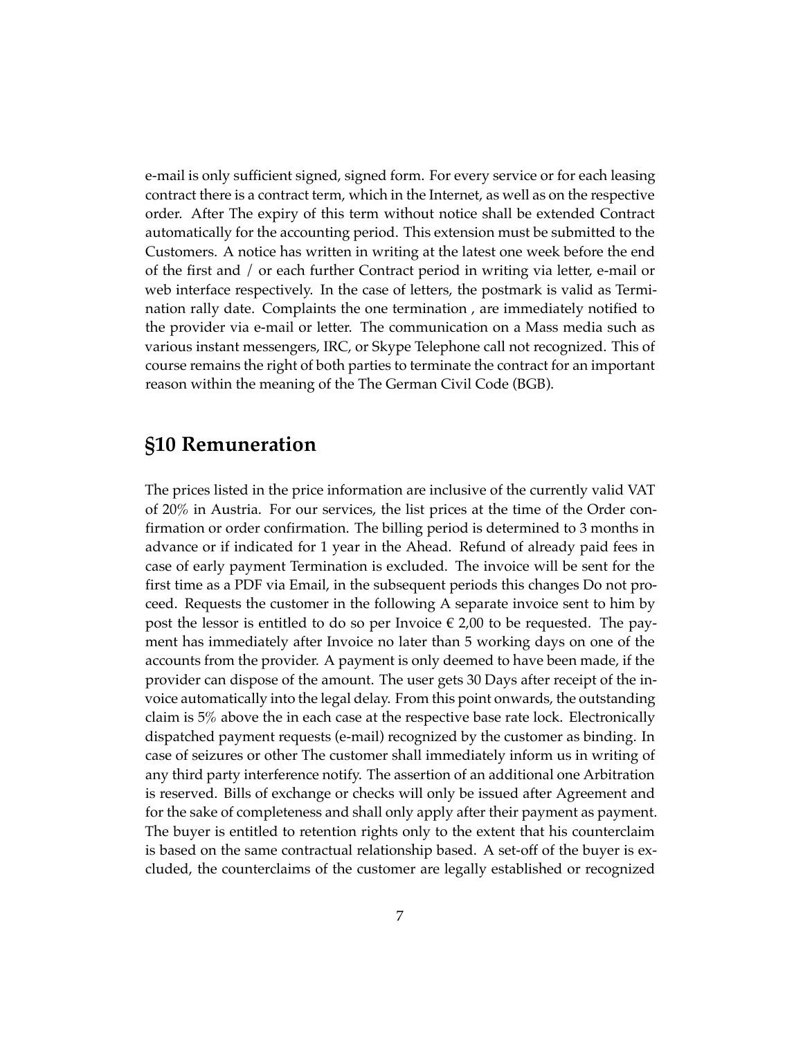e-mail is only sufficient signed, signed form. For every service or for each leasing contract there is a contract term, which in the Internet, as well as on the respective order. After The expiry of this term without notice shall be extended Contract automatically for the accounting period. This extension must be submitted to the Customers. A notice has written in writing at the latest one week before the end of the first and / or each further Contract period in writing via letter, e-mail or web interface respectively. In the case of letters, the postmark is valid as Termination rally date. Complaints the one termination , are immediately notified to the provider via e-mail or letter. The communication on a Mass media such as various instant messengers, IRC, or Skype Telephone call not recognized. This of course remains the right of both parties to terminate the contract for an important reason within the meaning of the The German Civil Code (BGB).

## §10 Remuneration

The prices listed in the price information are inclusive of the currently valid VAT of 20% in Austria. For our services, the list prices at the time of the Order confirmation or order confirmation. The billing period is determined to 3 months in advance or if indicated for 1 year in the Ahead. Refund of already paid fees in case of early payment Termination is excluded. The invoice will be sent for the first time as a PDF via Email, in the subsequent periods this changes Do not proceed. Requests the customer in the following A separate invoice sent to him by post the lessor is entitled to do so per Invoice € 2,00 to be requested. The payment has immediately after Invoice no later than 5 working days on one of the accounts from the provider. A payment is only deemed to have been made, if the provider can dispose of the amount. The user gets 30 Days after receipt of the invoice automatically into the legal delay. From this point onwards, the outstanding claim is 5% above the in each case at the respective base rate lock. Electronically dispatched payment requests (e-mail) recognized by the customer as binding. In case of seizures or other The customer shall immediately inform us in writing of any third party interference notify. The assertion of an additional one Arbitration is reserved. Bills of exchange or checks will only be issued after Agreement and for the sake of completeness and shall only apply after their payment as payment. The buyer is entitled to retention rights only to the extent that his counterclaim is based on the same contractual relationship based. A set-off of the buyer is excluded, the counterclaims of the customer are legally established or recognized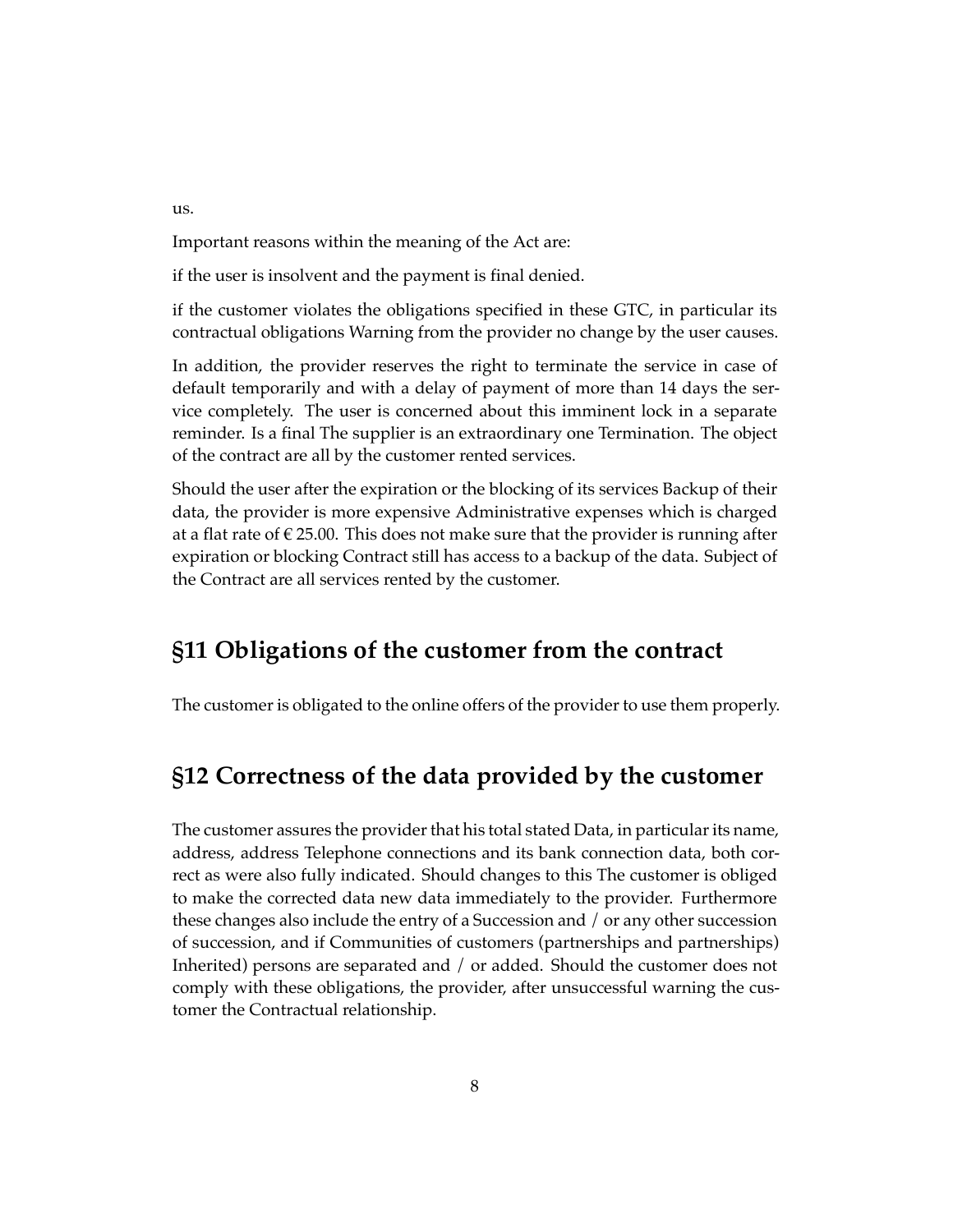us.

Important reasons within the meaning of the Act are:

if the user is insolvent and the payment is final denied.

if the customer violates the obligations specified in these GTC, in particular its contractual obligations Warning from the provider no change by the user causes.

In addition, the provider reserves the right to terminate the service in case of default temporarily and with a delay of payment of more than 14 days the service completely. The user is concerned about this imminent lock in a separate reminder. Is a final The supplier is an extraordinary one Termination. The object of the contract are all by the customer rented services.

Should the user after the expiration or the blocking of its services Backup of their data, the provider is more expensive Administrative expenses which is charged at a flat rate of € 25.00. This does not make sure that the provider is running after expiration or blocking Contract still has access to a backup of the data. Subject of the Contract are all services rented by the customer.

## §11 Obligations of the customer from the contract

The customer is obligated to the online offers of the provider to use them properly.

## §12 Correctness of the data provided by the customer

The customer assures the provider that his total stated Data, in particular its name, address, address Telephone connections and its bank connection data, both correct as were also fully indicated. Should changes to this The customer is obliged to make the corrected data new data immediately to the provider. Furthermore these changes also include the entry of a Succession and / or any other succession of succession, and if Communities of customers (partnerships and partnerships) Inherited) persons are separated and / or added. Should the customer does not comply with these obligations, the provider, after unsuccessful warning the customer the Contractual relationship.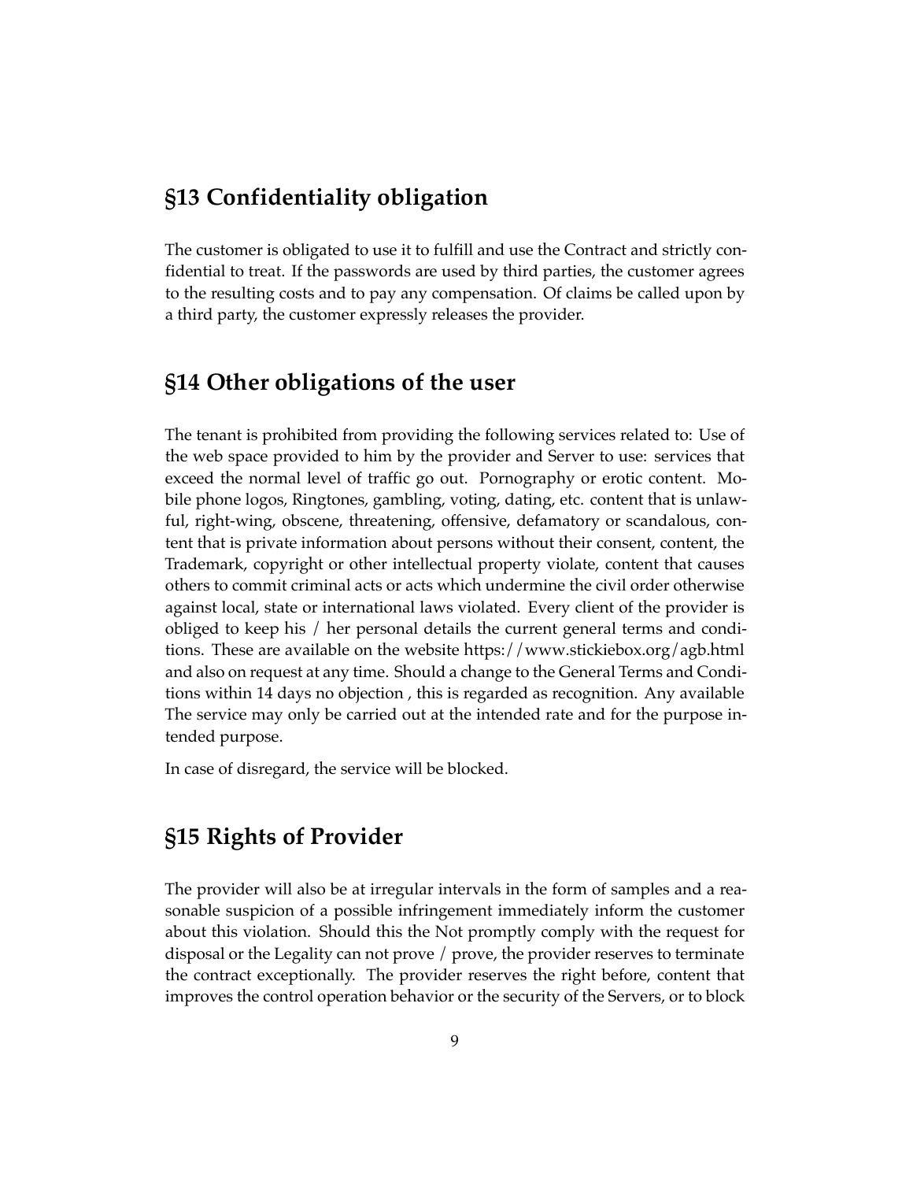## §13 Confidentiality obligation

The customer is obligated to use it to fulfill and use the Contract and strictly confidential to treat. If the passwords are used by third parties, the customer agrees to the resulting costs and to pay any compensation. Of claims be called upon by a third party, the customer expressly releases the provider.

## §14 Other obligations of the user

The tenant is prohibited from providing the following services related to: Use of the web space provided to him by the provider and Server to use: services that exceed the normal level of traffic go out. Pornography or erotic content. Mobile phone logos, Ringtones, gambling, voting, dating, etc. content that is unlawful, right-wing, obscene, threatening, offensive, defamatory or scandalous, content that is private information about persons without their consent, content, the Trademark, copyright or other intellectual property violate, content that causes others to commit criminal acts or acts which undermine the civil order otherwise against local, state or international laws violated. Every client of the provider is obliged to keep his / her personal details the current general terms and conditions. These are available on the website https://www.stickiebox.org/agb.html and also on request at any time. Should a change to the General Terms and Conditions within 14 days no objection , this is regarded as recognition. Any available The service may only be carried out at the intended rate and for the purpose intended purpose.

In case of disregard, the service will be blocked.

## §15 Rights of Provider

The provider will also be at irregular intervals in the form of samples and a reasonable suspicion of a possible infringement immediately inform the customer about this violation. Should this the Not promptly comply with the request for disposal or the Legality can not prove / prove, the provider reserves to terminate the contract exceptionally. The provider reserves the right before, content that improves the control operation behavior or the security of the Servers, or to block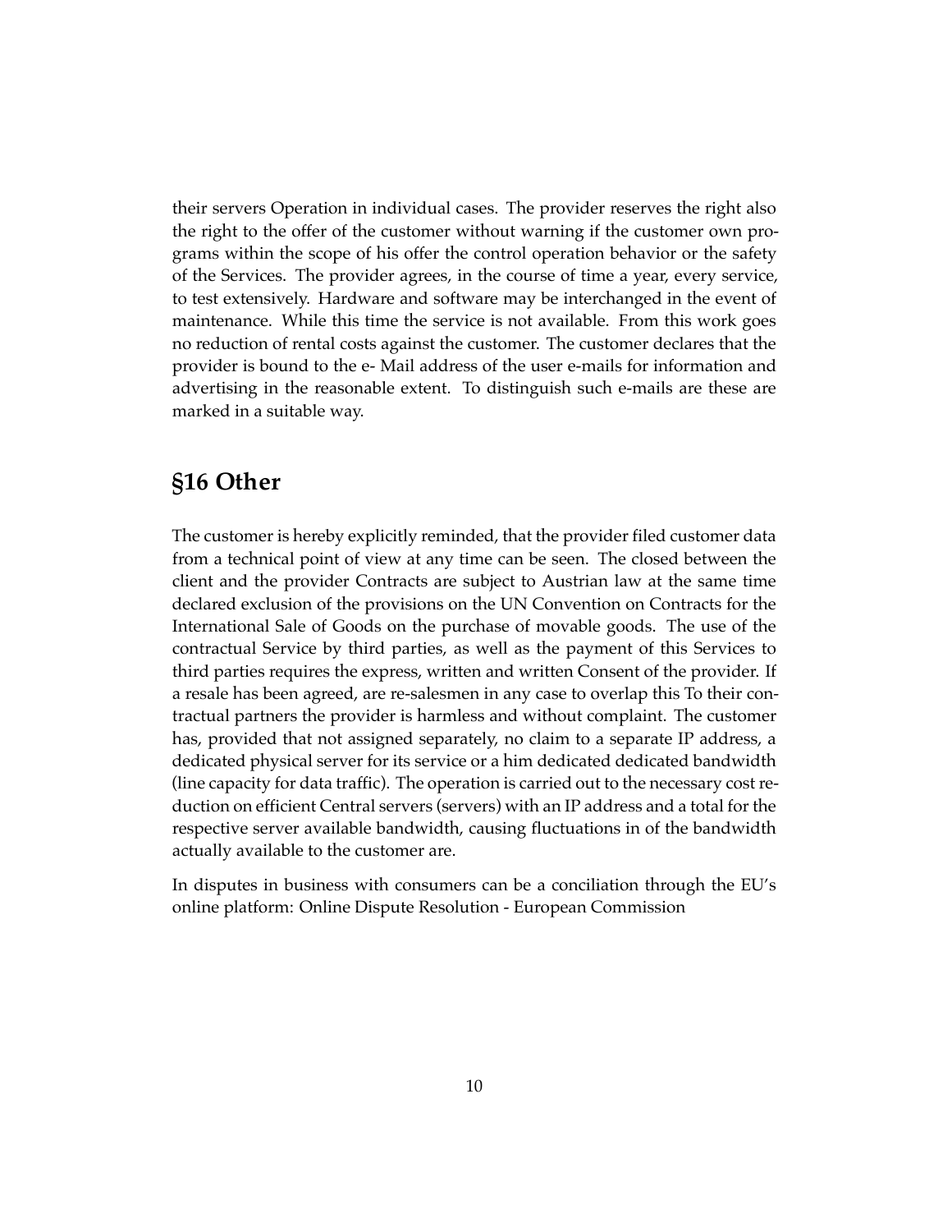their servers Operation in individual cases. The provider reserves the right also the right to the offer of the customer without warning if the customer own programs within the scope of his offer the control operation behavior or the safety of the Services. The provider agrees, in the course of time a year, every service, to test extensively. Hardware and software may be interchanged in the event of maintenance. While this time the service is not available. From this work goes no reduction of rental costs against the customer. The customer declares that the provider is bound to the e- Mail address of the user e-mails for information and advertising in the reasonable extent. To distinguish such e-mails are these are marked in a suitable way.

## §16 Other

The customer is hereby explicitly reminded, that the provider filed customer data from a technical point of view at any time can be seen. The closed between the client and the provider Contracts are subject to Austrian law at the same time declared exclusion of the provisions on the UN Convention on Contracts for the International Sale of Goods on the purchase of movable goods. The use of the contractual Service by third parties, as well as the payment of this Services to third parties requires the express, written and written Consent of the provider. If a resale has been agreed, are re-salesmen in any case to overlap this To their contractual partners the provider is harmless and without complaint. The customer has, provided that not assigned separately, no claim to a separate IP address, a dedicated physical server for its service or a him dedicated dedicated bandwidth (line capacity for data traffic). The operation is carried out to the necessary cost reduction on efficient Central servers (servers) with an IP address and a total for the respective server available bandwidth, causing fluctuations in of the bandwidth actually available to the customer are.

In disputes in business with consumers can be a conciliation through the EU's online platform: Online Dispute Resolution - European Commission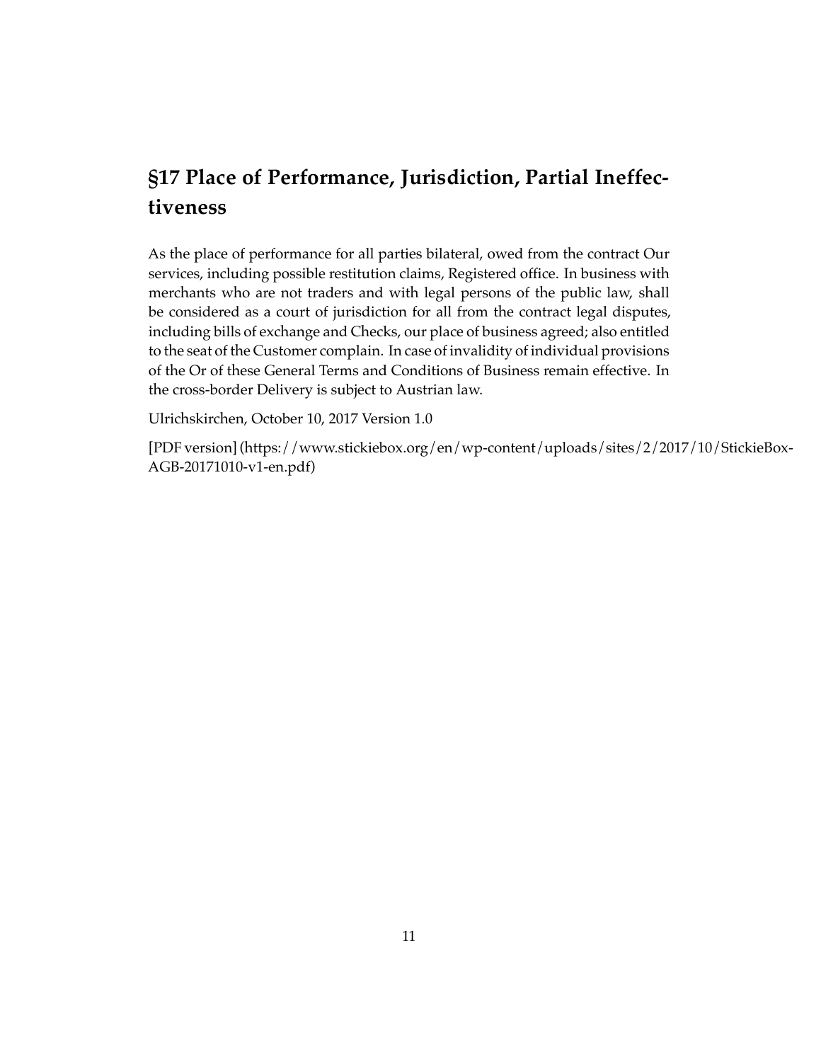## §17 Place of Performance, Jurisdiction, Partial Ineffectiveness

As the place of performance for all parties bilateral, owed from the contract Our services, including possible restitution claims, Registered office. In business with merchants who are not traders and with legal persons of the public law, shall be considered as a court of jurisdiction for all from the contract legal disputes, including bills of exchange and Checks, our place of business agreed; also entitled to the seat of the Customer complain. In case of invalidity of individual provisions of the Or of these General Terms and Conditions of Business remain effective. In the cross-border Delivery is subject to Austrian law.

Ulrichskirchen, October 10, 2017 Version 1.0

[PDF version] (https://www.stickiebox.org/en/wp-content/uploads/sites/2/2017/10/StickieBox-AGB-20171010-v1-en.pdf)